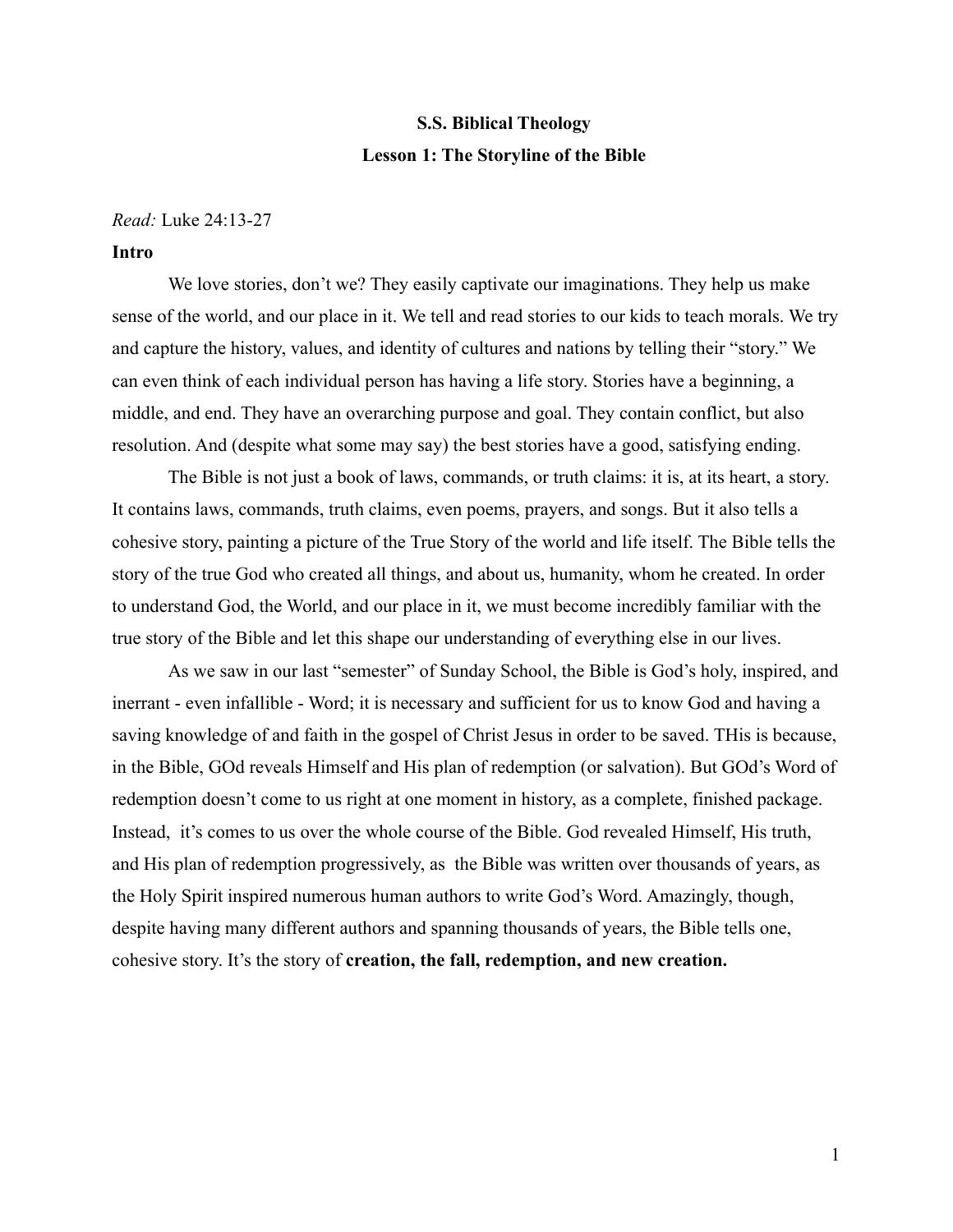**S.S. Biblical Theology**

**Lesson 1: The Storyline of the Bible**

*Read:* Luke 24:13-27

**Intro**

We love stories, don't we? They easily captivate our imaginations. They help us make sense of the world, and our place in it. We tell and read stories to our kids to teach morals. We try and capture the history, values, and identity of cultures and nations by telling their "story." We can even think of each individual person has having a life story. Stories have a beginning, a middle, and end. They have an overarching purpose and goal. They contain conflict, but also resolution. And (despite what some may say) the best stories have a good, satisfying ending.

The Bible is not just a book of laws, commands, or truth claims: it is, at its heart, a story. It contains laws, commands, truth claims, even poems, prayers, and songs. But it also tells a cohesive story, painting a picture of the True Story of the world and life itself. The Bible tells the story of the true God who created all things, and about us, humanity, whom he created. In order to understand God, the World, and our place in it, we must become incredibly familiar with the true story of the Bible and let this shape our understanding of everything else in our lives.

As we saw in our last "semester" of Sunday School, the Bible is God's holy, inspired, and inerrant - even infallible - Word; it is necessary and sufficient for us to know God and having a saving knowledge of and faith in the gospel of Christ Jesus in order to be saved. THis is because, in the Bible, GOd reveals Himself and His plan of redemption (or salvation). But GOd's Word of redemption doesn't come to us right at one moment in history, as a complete, finished package. Instead, it's comes to us over the whole course of the Bible. God revealed Himself, His truth, and His plan of redemption progressively, as the Bible was written over thousands of years, as the Holy Spirit inspired numerous human authors to write God's Word. Amazingly, though, despite having many different authors and spanning thousands of years, the Bible tells one, cohesive story. It's the story of **creation, the fall, redemption, and new creation.**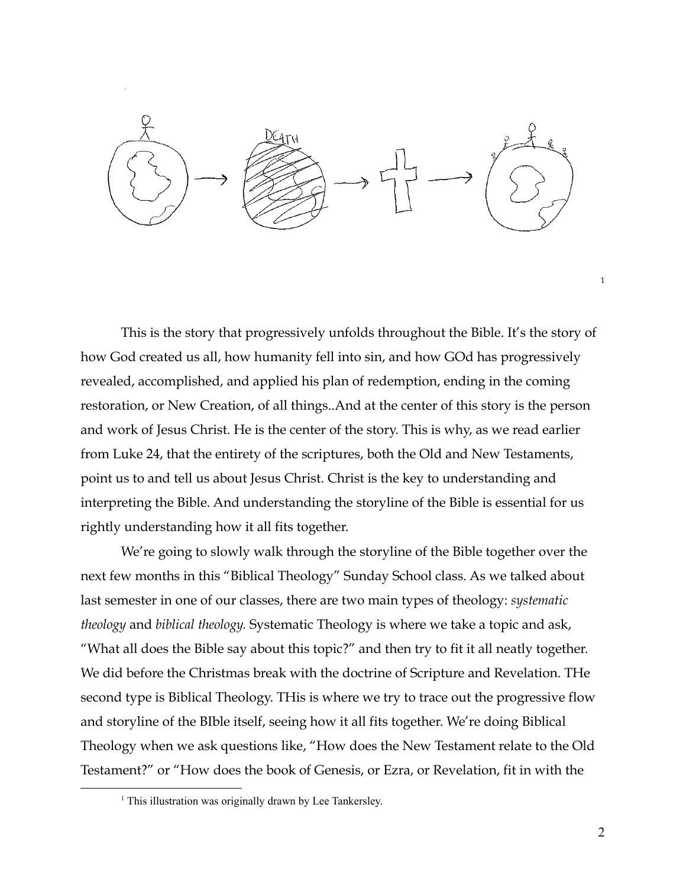[1]

This is the story that progressively unfolds throughout the Bible. It's the story of how God created us all, how humanity fell into sin, and how GOd has progressively revealed, accomplished, and applied his plan of redemption, ending in the coming restoration, or New Creation, of all things..And at the center of this story is the person and work of Jesus Christ. He is the center of the story. This is why, as we read earlier from Luke 24, that the entirety of the scriptures, both the Old and New Testaments, point us to and tell us about Jesus Christ. Christ is the key to understanding and interpreting the Bible. And understanding the storyline of the Bible is essential for us rightly understanding how it all fits together.

We're going to slowly walk through the storyline of the Bible together over the next few months in this "Biblical Theology" Sunday School class. As we talked about last semester in one of our classes, there are two main types of theology: *systematic theology* and *biblical theology.* Systematic Theology is where we take a topic and ask, "What all does the Bible say about this topic?" and then try to fit it all neatly together. We did before the Christmas break with the doctrine of Scripture and Revelation. THe second type is Biblical Theology. THis is where we try to trace out the progressive flow and storyline of the BIble itself, seeing how it all fits together. We're doing Biblical Theology when we ask questions like, "How does the New Testament relate to the Old Testament?" or "How does the book of Genesis, or Ezra, or Revelation, fit in with the

[1] This illustration was originally drawn by Lee Tankersley.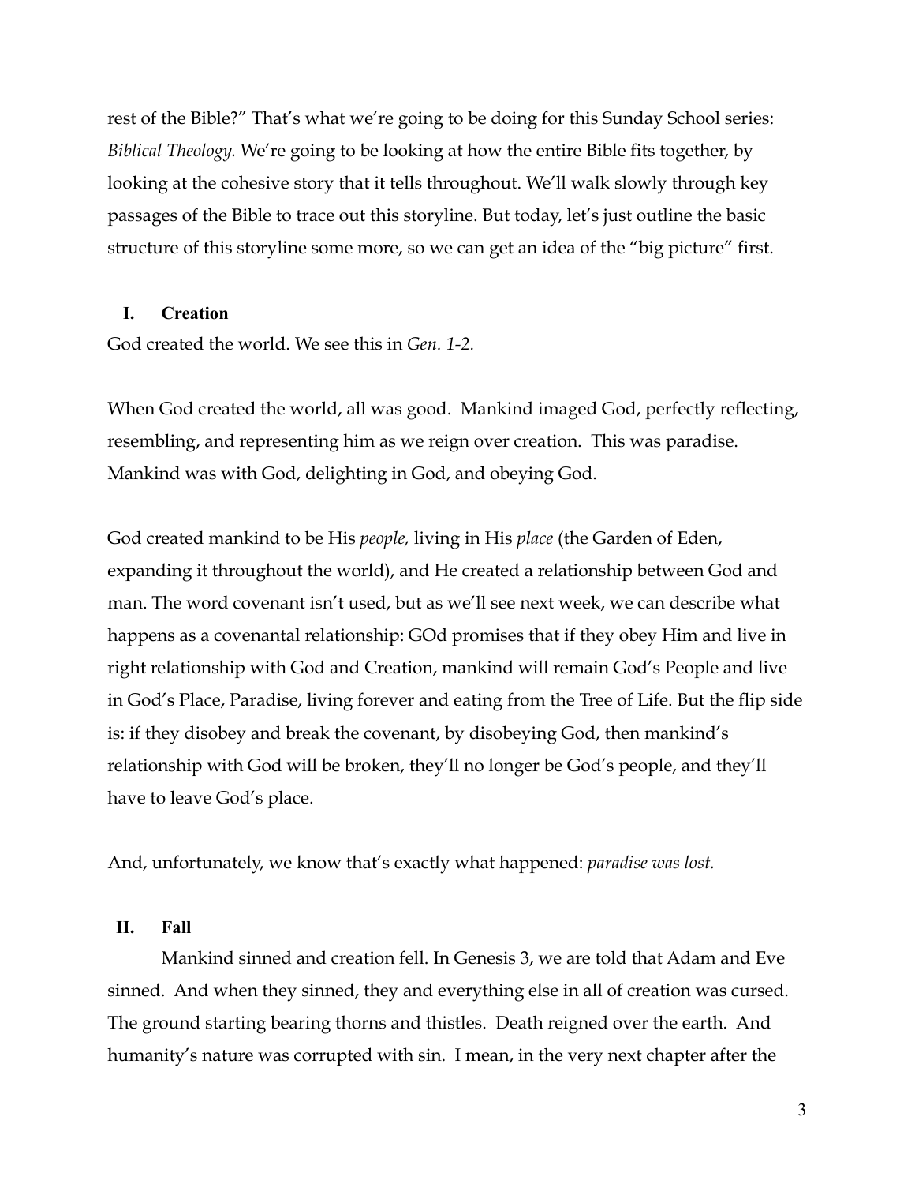rest of the Bible?" That's what we're going to be doing for this Sunday School series: *Biblical Theology.* We're going to be looking at how the entire Bible fits together, by looking at the cohesive story that it tells throughout. We'll walk slowly through key passages of the Bible to trace out this storyline. But today, let's just outline the basic structure of this storyline some more, so we can get an idea of the "big picture" first.

## I. Creation

God created the world. We see this in *Gen. 1-2.*

When God created the world, all was good. Mankind imaged God, perfectly reflecting, resembling, and representing him as we reign over creation. This was paradise. Mankind was with God, delighting in God, and obeying God.

God created mankind to be His *people,* living in His *place* (the Garden of Eden, expanding it throughout the world), and He created a relationship between God and man. The word covenant isn't used, but as we'll see next week, we can describe what happens as a covenantal relationship: GOd promises that if they obey Him and live in right relationship with God and Creation, mankind will remain God's People and live in God's Place, Paradise, living forever and eating from the Tree of Life. But the flip side is: if they disobey and break the covenant, by disobeying God, then mankind's relationship with God will be broken, they'll no longer be God's people, and they'll have to leave God's place.

And, unfortunately, we know that's exactly what happened: *paradise was lost.*

## II. Fall

Mankind sinned and creation fell. In Genesis 3, we are told that Adam and Eve sinned. And when they sinned, they and everything else in all of creation was cursed. The ground starting bearing thorns and thistles. Death reigned over the earth. And humanity's nature was corrupted with sin. I mean, in the very next chapter after the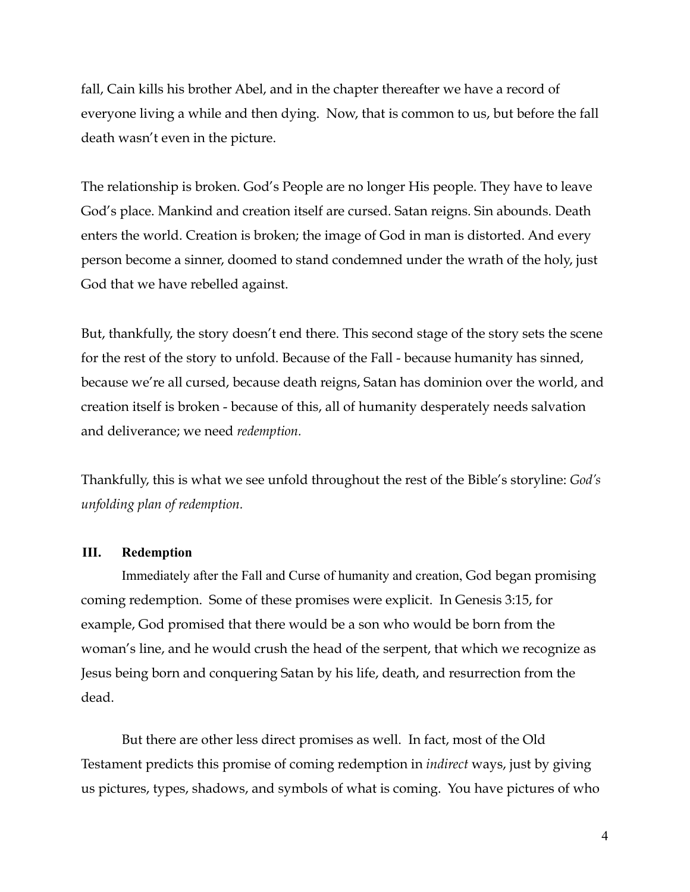fall, Cain kills his brother Abel, and in the chapter thereafter we have a record of everyone living a while and then dying. Now, that is common to us, but before the fall death wasn't even in the picture.

The relationship is broken. God's People are no longer His people. They have to leave God's place. Mankind and creation itself are cursed. Satan reigns. Sin abounds. Death enters the world. Creation is broken; the image of God in man is distorted. And every person become a sinner, doomed to stand condemned under the wrath of the holy, just God that we have rebelled against.

But, thankfully, the story doesn't end there. This second stage of the story sets the scene for the rest of the story to unfold. Because of the Fall - because humanity has sinned, because we're all cursed, because death reigns, Satan has dominion over the world, and creation itself is broken - because of this, all of humanity desperately needs salvation and deliverance; we need *redemption.*

Thankfully, this is what we see unfold throughout the rest of the Bible's storyline: *God's unfolding plan of redemption.*

## III. Redemption

Immediately after the Fall and Curse of humanity and creation, God began promising coming redemption. Some of these promises were explicit. In Genesis 3:15, for example, God promised that there would be a son who would be born from the woman's line, and he would crush the head of the serpent, that which we recognize as Jesus being born and conquering Satan by his life, death, and resurrection from the dead.

But there are other less direct promises as well. In fact, most of the Old Testament predicts this promise of coming redemption in *indirect* ways, just by giving us pictures, types, shadows, and symbols of what is coming. You have pictures of who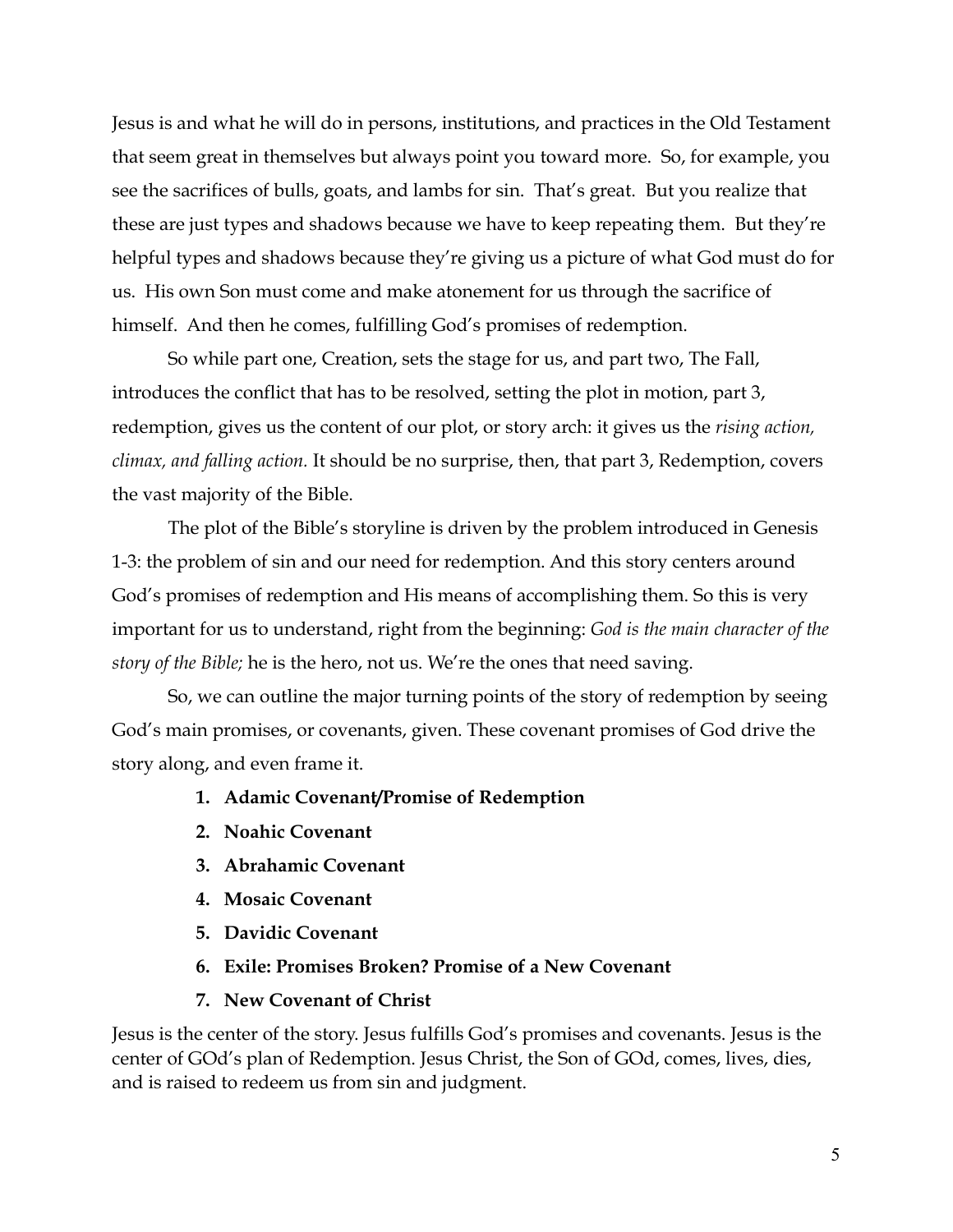Jesus is and what he will do in persons, institutions, and practices in the Old Testament that seem great in themselves but always point you toward more. So, for example, you see the sacrifices of bulls, goats, and lambs for sin. That's great. But you realize that these are just types and shadows because we have to keep repeating them. But they're helpful types and shadows because they're giving us a picture of what God must do for us. His own Son must come and make atonement for us through the sacrifice of himself. And then he comes, fulfilling God's promises of redemption.

So while part one, Creation, sets the stage for us, and part two, The Fall, introduces the conflict that has to be resolved, setting the plot in motion, part 3, redemption, gives us the content of our plot, or story arch: it gives us the *rising action, climax, and falling action.* It should be no surprise, then, that part 3, Redemption, covers the vast majority of the Bible.

The plot of the Bible's storyline is driven by the problem introduced in Genesis 1-3: the problem of sin and our need for redemption. And this story centers around God's promises of redemption and His means of accomplishing them. So this is very important for us to understand, right from the beginning: *God is the main character of the story of the Bible;* he is the hero, not us. We're the ones that need saving.

So, we can outline the major turning points of the story of redemption by seeing God's main promises, or covenants, given. These covenant promises of God drive the story along, and even frame it.

1. **Adamic Covenant/Promise of Redemption**
2. **Noahic Covenant**
3. **Abrahamic Covenant**
4. **Mosaic Covenant**
5. **Davidic Covenant**
6. **Exile: Promises Broken? Promise of a New Covenant**
7. **New Covenant of Christ**

Jesus is the center of the story. Jesus fulfills God's promises and covenants. Jesus is the center of GOd's plan of Redemption. Jesus Christ, the Son of GOd, comes, lives, dies, and is raised to redeem us from sin and judgment.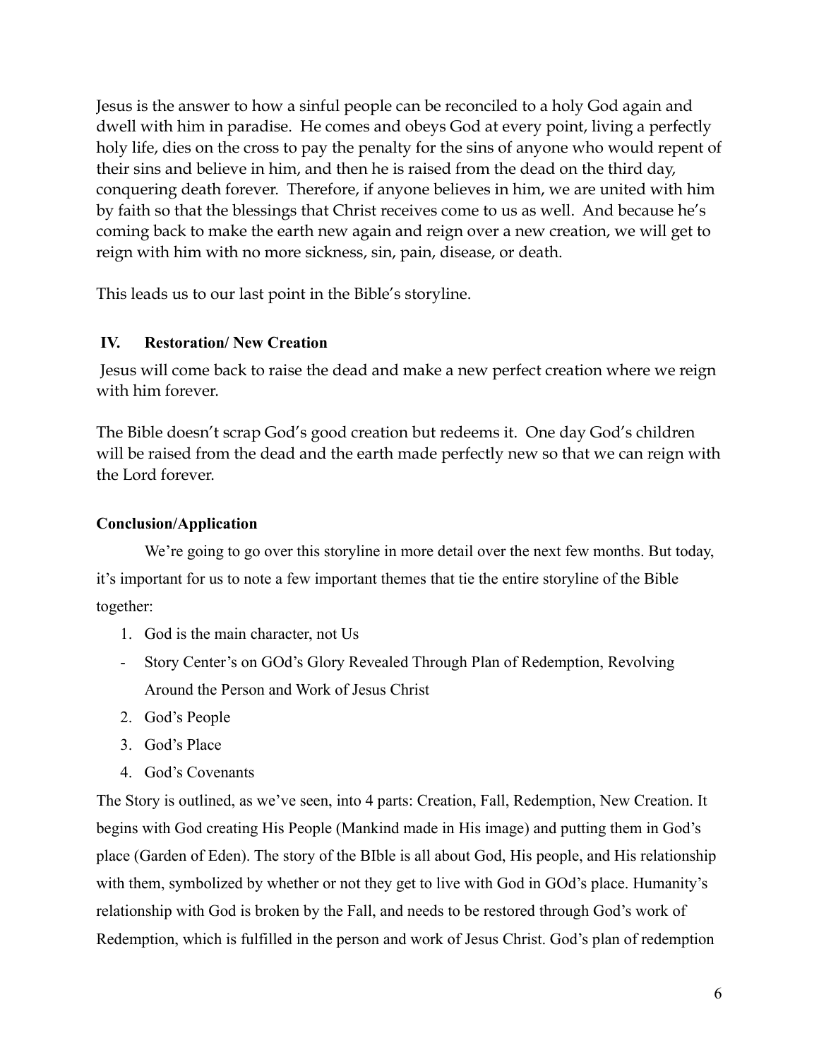Jesus is the answer to how a sinful people can be reconciled to a holy God again and dwell with him in paradise. He comes and obeys God at every point, living a perfectly holy life, dies on the cross to pay the penalty for the sins of anyone who would repent of their sins and believe in him, and then he is raised from the dead on the third day, conquering death forever. Therefore, if anyone believes in him, we are united with him by faith so that the blessings that Christ receives come to us as well. And because he's coming back to make the earth new again and reign over a new creation, we will get to reign with him with no more sickness, sin, pain, disease, or death.

This leads us to our last point in the Bible's storyline.

### IV. Restoration/ New Creation

Jesus will come back to raise the dead and make a new perfect creation where we reign with him forever.

The Bible doesn't scrap God's good creation but redeems it. One day God's children will be raised from the dead and the earth made perfectly new so that we can reign with the Lord forever.

### Conclusion/Application

We're going to go over this storyline in more detail over the next few months. But today, it's important for us to note a few important themes that tie the entire storyline of the Bible together:

1. God is the main character, not Us
   - Story Center's on GOd's Glory Revealed Through Plan of Redemption, Revolving Around the Person and Work of Jesus Christ
2. God's People
3. God's Place
4. God's Covenants

The Story is outlined, as we've seen, into 4 parts: Creation, Fall, Redemption, New Creation. It begins with God creating His People (Mankind made in His image) and putting them in God's place (Garden of Eden). The story of the BIble is all about God, His people, and His relationship with them, symbolized by whether or not they get to live with God in GOd's place. Humanity's relationship with God is broken by the Fall, and needs to be restored through God's work of Redemption, which is fulfilled in the person and work of Jesus Christ. God's plan of redemption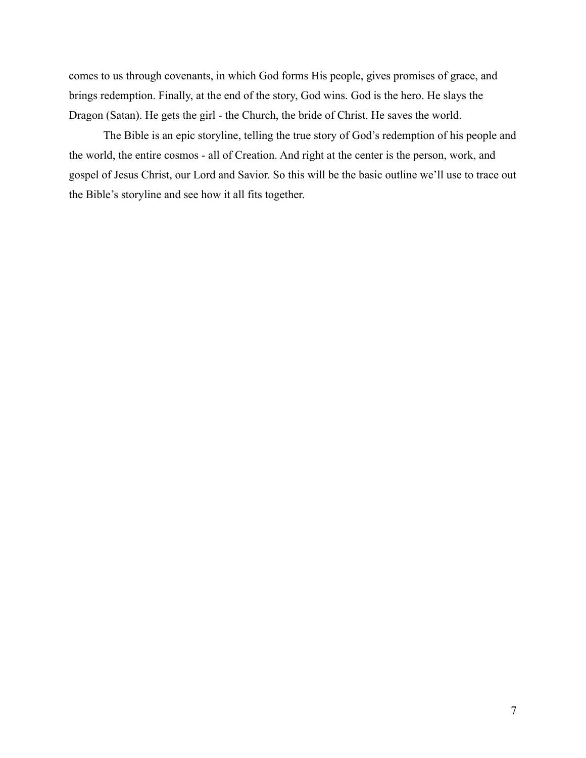comes to us through covenants, in which God forms His people, gives promises of grace, and brings redemption. Finally, at the end of the story, God wins. God is the hero. He slays the Dragon (Satan). He gets the girl - the Church, the bride of Christ. He saves the world.

The Bible is an epic storyline, telling the true story of God's redemption of his people and the world, the entire cosmos - all of Creation. And right at the center is the person, work, and gospel of Jesus Christ, our Lord and Savior. So this will be the basic outline we'll use to trace out the Bible's storyline and see how it all fits together.